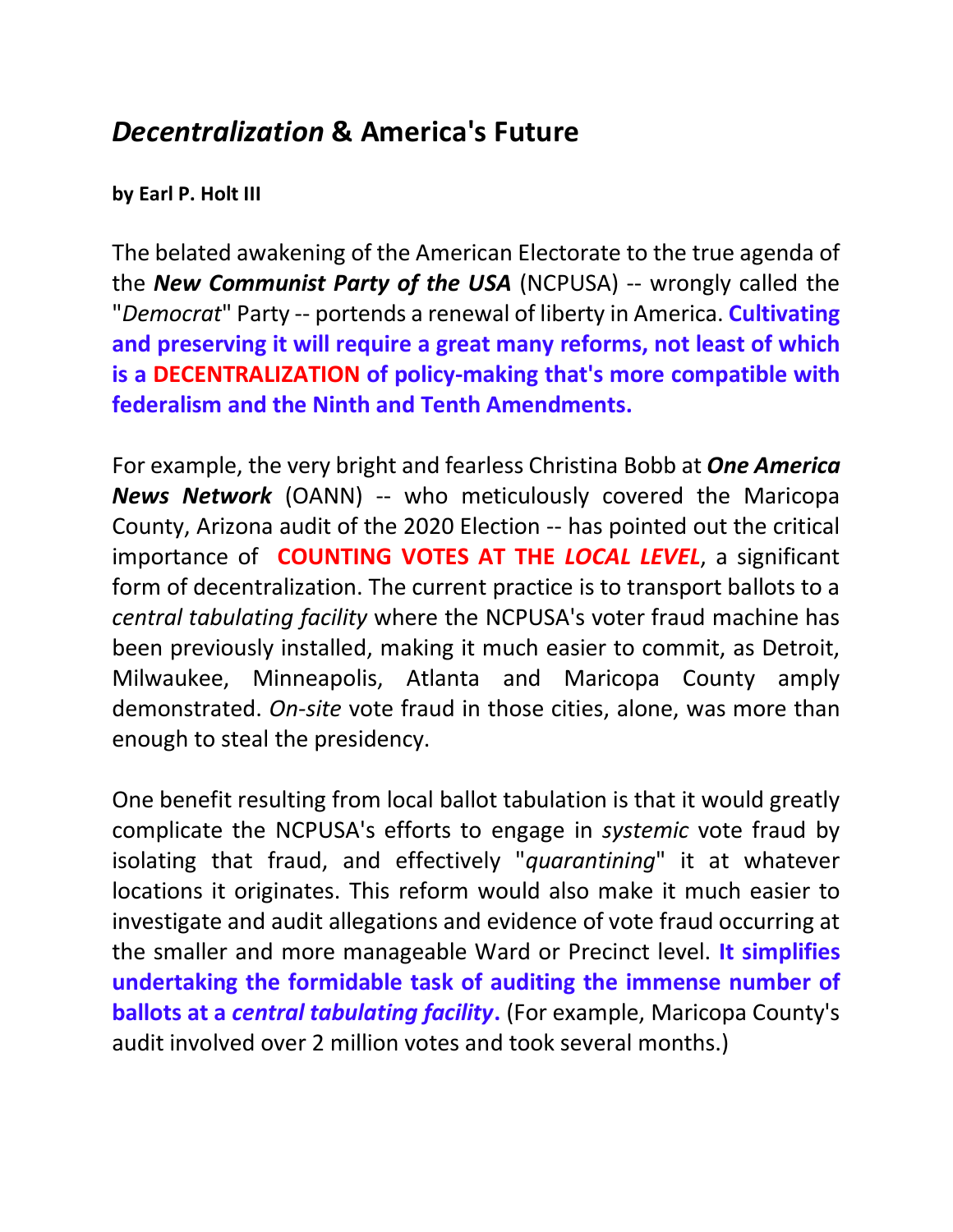# *Decentralization* & America's Future

**by Earl P. Holt III**

The belated awakening of the American Electorate to the true agenda of the ***New Communist Party of the USA*** (NCPUSA) -- wrongly called the "*Democrat*" Party -- portends a renewal of liberty in America. **Cultivating and preserving it will require a great many reforms, not least of which is a DECENTRALIZATION of policy-making that's more compatible with federalism and the Ninth and Tenth Amendments.**

For example, the very bright and fearless Christina Bobb at ***One America News Network*** (OANN) -- who meticulously covered the Maricopa County, Arizona audit of the 2020 Election -- has pointed out the critical importance of **COUNTING VOTES AT THE *LOCAL LEVEL***, a significant form of decentralization. The current practice is to transport ballots to a *central tabulating facility* where the NCPUSA's voter fraud machine has been previously installed, making it much easier to commit, as Detroit, Milwaukee, Minneapolis, Atlanta and Maricopa County amply demonstrated. *On-site* vote fraud in those cities, alone, was more than enough to steal the presidency.

One benefit resulting from local ballot tabulation is that it would greatly complicate the NCPUSA's efforts to engage in *systemic* vote fraud by isolating that fraud, and effectively "*quarantining*" it at whatever locations it originates. This reform would also make it much easier to investigate and audit allegations and evidence of vote fraud occurring at the smaller and more manageable Ward or Precinct level. **It simplifies undertaking the formidable task of auditing the immense number of ballots at a *central tabulating facility*.** (For example, Maricopa County's audit involved over 2 million votes and took several months.)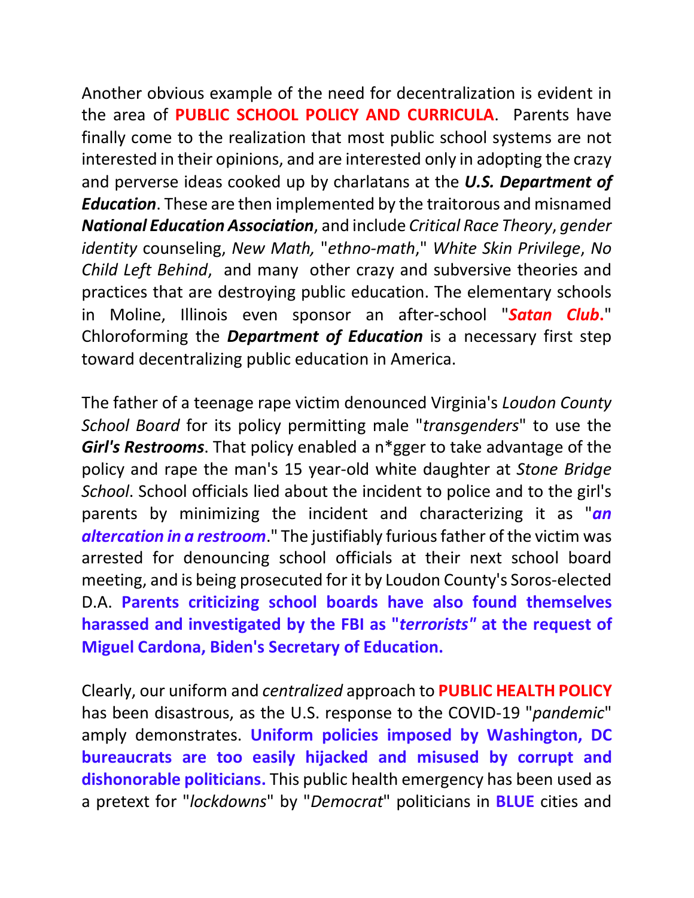Another obvious example of the need for decentralization is evident in the area of **PUBLIC SCHOOL POLICY AND CURRICULA**. Parents have finally come to the realization that most public school systems are not interested in their opinions, and are interested only in adopting the crazy and perverse ideas cooked up by charlatans at the ***U.S. Department of Education***. These are then implemented by the traitorous and misnamed ***National Education Association***, and include *Critical Race Theory*, *gender identity* counseling, *New Math,* "*ethno-math*," *White Skin Privilege*, *No Child Left Behind*, and many other crazy and subversive theories and practices that are destroying public education. The elementary schools in Moline, Illinois even sponsor an after-school "***Satan Club***." Chloroforming the ***Department of Education*** is a necessary first step toward decentralizing public education in America.

The father of a teenage rape victim denounced Virginia's *Loudon County School Board* for its policy permitting male "*transgenders*" to use the ***Girl's Restrooms***. That policy enabled a n*gger to take advantage of the policy and rape the man's 15 year-old white daughter at *Stone Bridge School*. School officials lied about the incident to police and to the girl's parents by minimizing the incident and characterizing it as "***an altercation in a restroom***." The justifiably furious father of the victim was arrested for denouncing school officials at their next school board meeting, and is being prosecuted for it by Loudon County's Soros-elected D.A. **Parents criticizing school boards have also found themselves harassed and investigated by the FBI as "*terrorists*" at the request of Miguel Cardona, Biden's Secretary of Education.**

Clearly, our uniform and *centralized* approach to **PUBLIC HEALTH POLICY** has been disastrous, as the U.S. response to the COVID-19 "*pandemic*" amply demonstrates. **Uniform policies imposed by Washington, DC bureaucrats are too easily hijacked and misused by corrupt and dishonorable politicians.** This public health emergency has been used as a pretext for "*lockdowns*" by "*Democrat*" politicians in **BLUE** cities and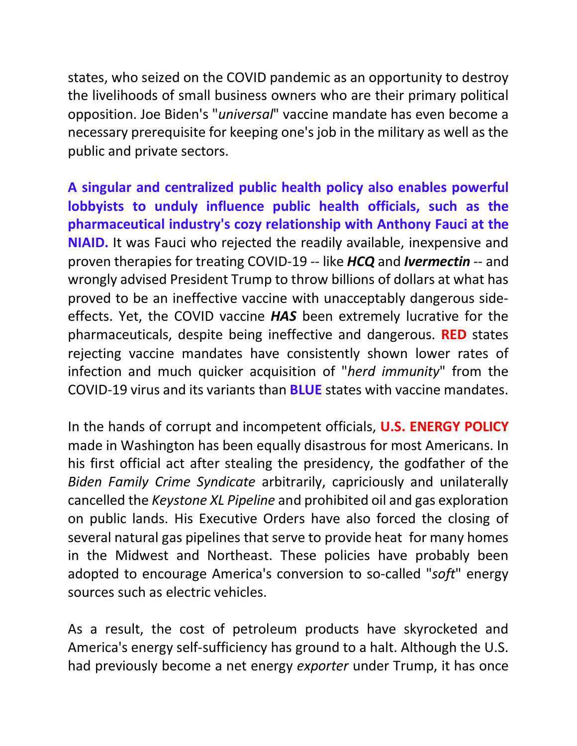states, who seized on the COVID pandemic as an opportunity to destroy the livelihoods of small business owners who are their primary political opposition. Joe Biden's "*universal*" vaccine mandate has even become a necessary prerequisite for keeping one's job in the military as well as the public and private sectors.

**A singular and centralized public health policy also enables powerful lobbyists to unduly influence public health officials, such as the pharmaceutical industry's cozy relationship with Anthony Fauci at the NIAID.** It was Fauci who rejected the readily available, inexpensive and proven therapies for treating COVID-19 -- like ***HCQ*** and ***Ivermectin*** -- and wrongly advised President Trump to throw billions of dollars at what has proved to be an ineffective vaccine with unacceptably dangerous side-effects. Yet, the COVID vaccine ***HAS*** been extremely lucrative for the pharmaceuticals, despite being ineffective and dangerous. **RED** states rejecting vaccine mandates have consistently shown lower rates of infection and much quicker acquisition of "*herd immunity*" from the COVID-19 virus and its variants than **BLUE** states with vaccine mandates.

In the hands of corrupt and incompetent officials, **U.S. ENERGY POLICY** made in Washington has been equally disastrous for most Americans. In his first official act after stealing the presidency, the godfather of the *Biden Family Crime Syndicate* arbitrarily, capriciously and unilaterally cancelled the *Keystone XL Pipeline* and prohibited oil and gas exploration on public lands. His Executive Orders have also forced the closing of several natural gas pipelines that serve to provide heat for many homes in the Midwest and Northeast. These policies have probably been adopted to encourage America's conversion to so-called "*soft*" energy sources such as electric vehicles.

As a result, the cost of petroleum products have skyrocketed and America's energy self-sufficiency has ground to a halt. Although the U.S. had previously become a net energy *exporter* under Trump, it has once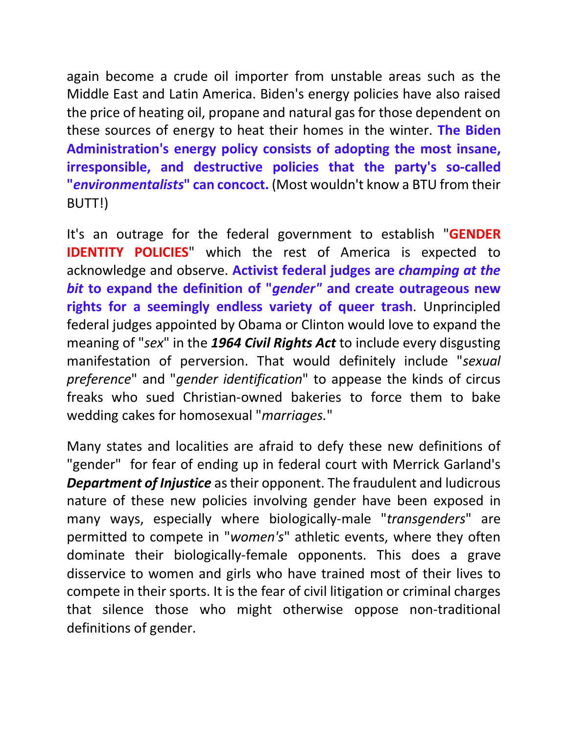again become a crude oil importer from unstable areas such as the Middle East and Latin America. Biden's energy policies have also raised the price of heating oil, propane and natural gas for those dependent on these sources of energy to heat their homes in the winter. **The Biden Administration's energy policy consists of adopting the most insane, irresponsible, and destructive policies that the party's so-called "*environmentalists*" can concoct.** (Most wouldn't know a BTU from their BUTT!)

It's an outrage for the federal government to establish "**GENDER IDENTITY POLICIES**" which the rest of America is expected to acknowledge and observe. **Activist federal judges are *champing at the bit* to expand the definition of "*gender"* and create outrageous new rights for a seemingly endless variety of queer trash**. Unprincipled federal judges appointed by Obama or Clinton would love to expand the meaning of "*sex*" in the ***1964 Civil Rights Act*** to include every disgusting manifestation of perversion. That would definitely include "*sexual preference*" and "*gender identification*" to appease the kinds of circus freaks who sued Christian-owned bakeries to force them to bake wedding cakes for homosexual "*marriages.*"

Many states and localities are afraid to defy these new definitions of "gender" for fear of ending up in federal court with Merrick Garland's ***Department of Injustice*** as their opponent. The fraudulent and ludicrous nature of these new policies involving gender have been exposed in many ways, especially where biologically-male "*transgenders*" are permitted to compete in "*women's*" athletic events, where they often dominate their biologically-female opponents. This does a grave disservice to women and girls who have trained most of their lives to compete in their sports. It is the fear of civil litigation or criminal charges that silence those who might otherwise oppose non-traditional definitions of gender.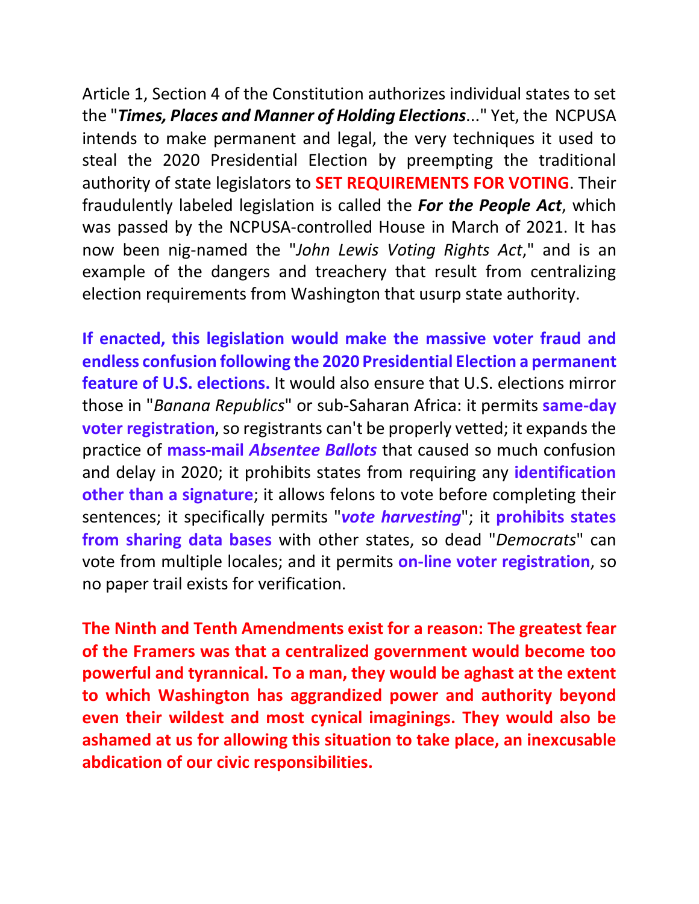Article 1, Section 4 of the Constitution authorizes individual states to set the "***Times, Places and Manner of Holding Elections***..." Yet, the NCPUSA intends to make permanent and legal, the very techniques it used to steal the 2020 Presidential Election by preempting the traditional authority of state legislators to **SET REQUIREMENTS FOR VOTING**. Their fraudulently labeled legislation is called the ***For the People Act***, which was passed by the NCPUSA-controlled House in March of 2021. It has now been nig-named the "*John Lewis Voting Rights Act*," and is an example of the dangers and treachery that result from centralizing election requirements from Washington that usurp state authority.

**If enacted, this legislation would make the massive voter fraud and endless confusion following the 2020 Presidential Election a permanent feature of U.S. elections.** It would also ensure that U.S. elections mirror those in "*Banana Republics*" or sub-Saharan Africa: it permits **same-day voter registration**, so registrants can't be properly vetted; it expands the practice of **mass-mail *Absentee Ballots*** that caused so much confusion and delay in 2020; it prohibits states from requiring any **identification other than a signature**; it allows felons to vote before completing their sentences; it specifically permits "***vote harvesting***"; it **prohibits states from sharing data bases** with other states, so dead "*Democrats*" can vote from multiple locales; and it permits **on-line voter registration**, so no paper trail exists for verification.

**The Ninth and Tenth Amendments exist for a reason: The greatest fear of the Framers was that a centralized government would become too powerful and tyrannical. To a man, they would be aghast at the extent to which Washington has aggrandized power and authority beyond even their wildest and most cynical imaginings. They would also be ashamed at us for allowing this situation to take place, an inexcusable abdication of our civic responsibilities.**